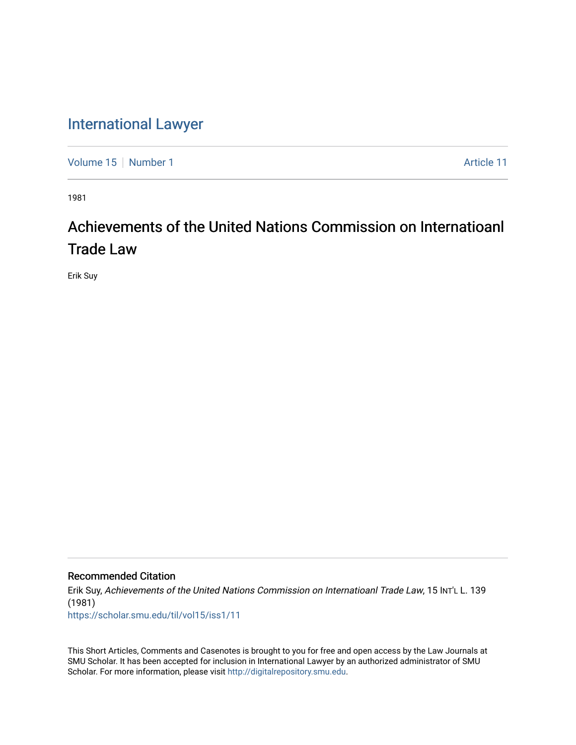# International Lawyer

Volume 15 | Number 1 Article 11

1981

## Achievements of the United Nations Commission on Internatioanl Trade Law

Erik Suy

### Recommended Citation

Erik Suy, *Achievements of the United Nations Commission on Internatioanl Trade Law*, 15 INT'L L. 139 (1981)

https://scholar.smu.edu/til/vol15/iss1/11

This Short Articles, Comments and Casenotes is brought to you for free and open access by the Law Journals at SMU Scholar. It has been accepted for inclusion in International Lawyer by an authorized administrator of SMU Scholar. For more information, please visit http://digitalrepository.smu.edu.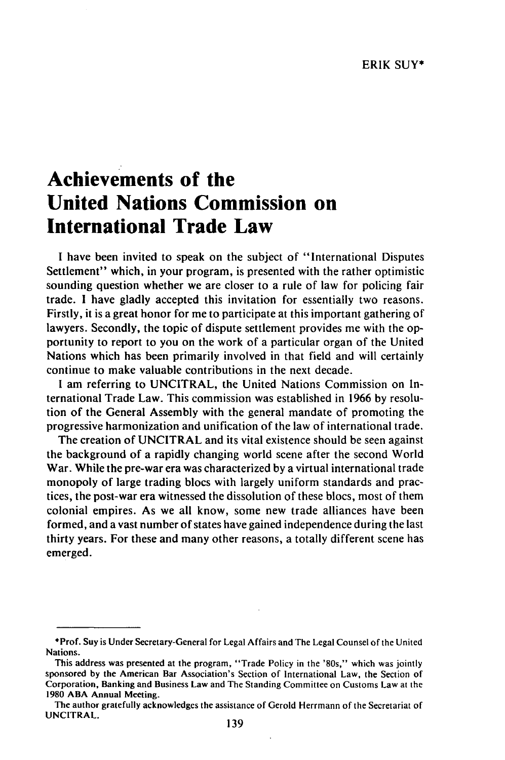ERIK SUY*

# Achievements of the United Nations Commission on International Trade Law

I have been invited to speak on the subject of "International Disputes Settlement" which, in your program, is presented with the rather optimistic sounding question whether we are closer to a rule of law for policing fair trade. I have gladly accepted this invitation for essentially two reasons. Firstly, it is a great honor for me to participate at this important gathering of lawyers. Secondly, the topic of dispute settlement provides me with the opportunity to report to you on the work of a particular organ of the United Nations which has been primarily involved in that field and will certainly continue to make valuable contributions in the next decade.

I am referring to UNCITRAL, the United Nations Commission on International Trade Law. This commission was established in 1966 by resolution of the General Assembly with the general mandate of promoting the progressive harmonization and unification of the law of international trade.

The creation of UNCITRAL and its vital existence should be seen against the background of a rapidly changing world scene after the second World War. While the pre-war era was characterized by a virtual international trade monopoly of large trading blocs with largely uniform standards and practices, the post-war era witnessed the dissolution of these blocs, most of them colonial empires. As we all know, some new trade alliances have been formed, and a vast number of states have gained independence during the last thirty years. For these and many other reasons, a totally different scene has emerged.

---

*Prof. Suy is Under Secretary-General for Legal Affairs and The Legal Counsel of the United Nations.

This address was presented at the program, "Trade Policy in the '80s," which was jointly sponsored by the American Bar Association's Section of International Law, the Section of Corporation, Banking and Business Law and The Standing Committee on Customs Law at the 1980 ABA Annual Meeting.

The author gratefully acknowledges the assistance of Gerold Herrmann of the Secretariat of UNCITRAL.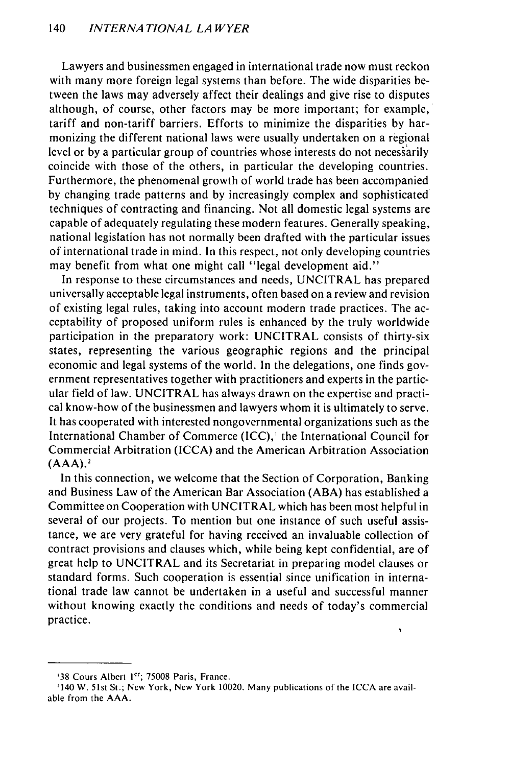Lawyers and businessmen engaged in international trade now must reckon with many more foreign legal systems than before. The wide disparities between the laws may adversely affect their dealings and give rise to disputes although, of course, other factors may be more important; for example, tariff and non-tariff barriers. Efforts to minimize the disparities by harmonizing the different national laws were usually undertaken on a regional level or by a particular group of countries whose interests do not necessarily coincide with those of the others, in particular the developing countries. Furthermore, the phenomenal growth of world trade has been accompanied by changing trade patterns and by increasingly complex and sophisticated techniques of contracting and financing. Not all domestic legal systems are capable of adequately regulating these modern features. Generally speaking, national legislation has not normally been drafted with the particular issues of international trade in mind. In this respect, not only developing countries may benefit from what one might call "legal development aid."

In response to these circumstances and needs, UNCITRAL has prepared universally acceptable legal instruments, often based on a review and revision of existing legal rules, taking into account modern trade practices. The acceptability of proposed uniform rules is enhanced by the truly worldwide participation in the preparatory work: UNCITRAL consists of thirty-six states, representing the various geographic regions and the principal economic and legal systems of the world. In the delegations, one finds government representatives together with practitioners and experts in the particular field of law. UNCITRAL has always drawn on the expertise and practical know-how of the businessmen and lawyers whom it is ultimately to serve. It has cooperated with interested nongovernmental organizations such as the International Chamber of Commerce (ICC),[1] the International Council for Commercial Arbitration (ICCA) and the American Arbitration Association (AAA).[2]

In this connection, we welcome that the Section of Corporation, Banking and Business Law of the American Bar Association (ABA) has established a Committee on Cooperation with UNCITRAL which has been most helpful in several of our projects. To mention but one instance of such useful assistance, we are very grateful for having received an invaluable collection of contract provisions and clauses which, while being kept confidential, are of great help to UNCITRAL and its Secretariat in preparing model clauses or standard forms. Such cooperation is essential since unification in international trade law cannot be undertaken in a useful and successful manner without knowing exactly the conditions and needs of today's commercial practice.

---

[1] 38 Cours Albert 1er; 75008 Paris, France.

[2] 140 W. 51st St.; New York, New York 10020. Many publications of the ICCA are available from the AAA.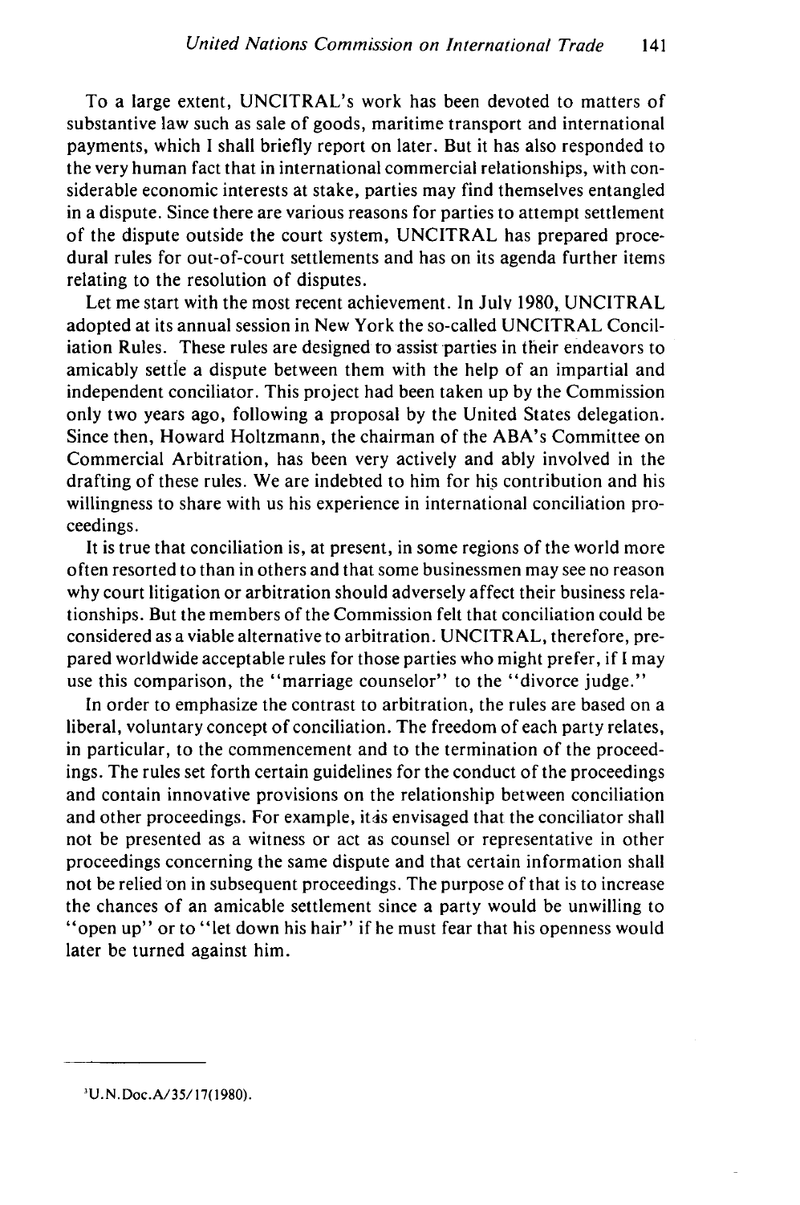To a large extent, UNCITRAL's work has been devoted to matters of substantive law such as sale of goods, maritime transport and international payments, which I shall briefly report on later. But it has also responded to the very human fact that in international commercial relationships, with considerable economic interests at stake, parties may find themselves entangled in a dispute. Since there are various reasons for parties to attempt settlement of the dispute outside the court system, UNCITRAL has prepared procedural rules for out-of-court settlements and has on its agenda further items relating to the resolution of disputes.

Let me start with the most recent achievement. In July 1980, UNCITRAL adopted at its annual session in New York the so-called UNCITRAL Conciliation Rules. These rules are designed to assist parties in their endeavors to amicably settle a dispute between them with the help of an impartial and independent conciliator. This project had been taken up by the Commission only two years ago, following a proposal by the United States delegation. Since then, Howard Holtzmann, the chairman of the ABA's Committee on Commercial Arbitration, has been very actively and ably involved in the drafting of these rules. We are indebted to him for his contribution and his willingness to share with us his experience in international conciliation proceedings.

It is true that conciliation is, at present, in some regions of the world more often resorted to than in others and that some businessmen may see no reason why court litigation or arbitration should adversely affect their business relationships. But the members of the Commission felt that conciliation could be considered as a viable alternative to arbitration. UNCITRAL, therefore, prepared worldwide acceptable rules for those parties who might prefer, if I may use this comparison, the "marriage counselor" to the "divorce judge."

In order to emphasize the contrast to arbitration, the rules are based on a liberal, voluntary concept of conciliation. The freedom of each party relates, in particular, to the commencement and to the termination of the proceedings. The rules set forth certain guidelines for the conduct of the proceedings and contain innovative provisions on the relationship between conciliation and other proceedings. For example, it is envisaged that the conciliator shall not be presented as a witness or act as counsel or representative in other proceedings concerning the same dispute and that certain information shall not be relied on in subsequent proceedings. The purpose of that is to increase the chances of an amicable settlement since a party would be unwilling to "open up" or to "let down his hair" if he must fear that his openness would later be turned against him.

---

[3]U.N.Doc.A/35/17(1980).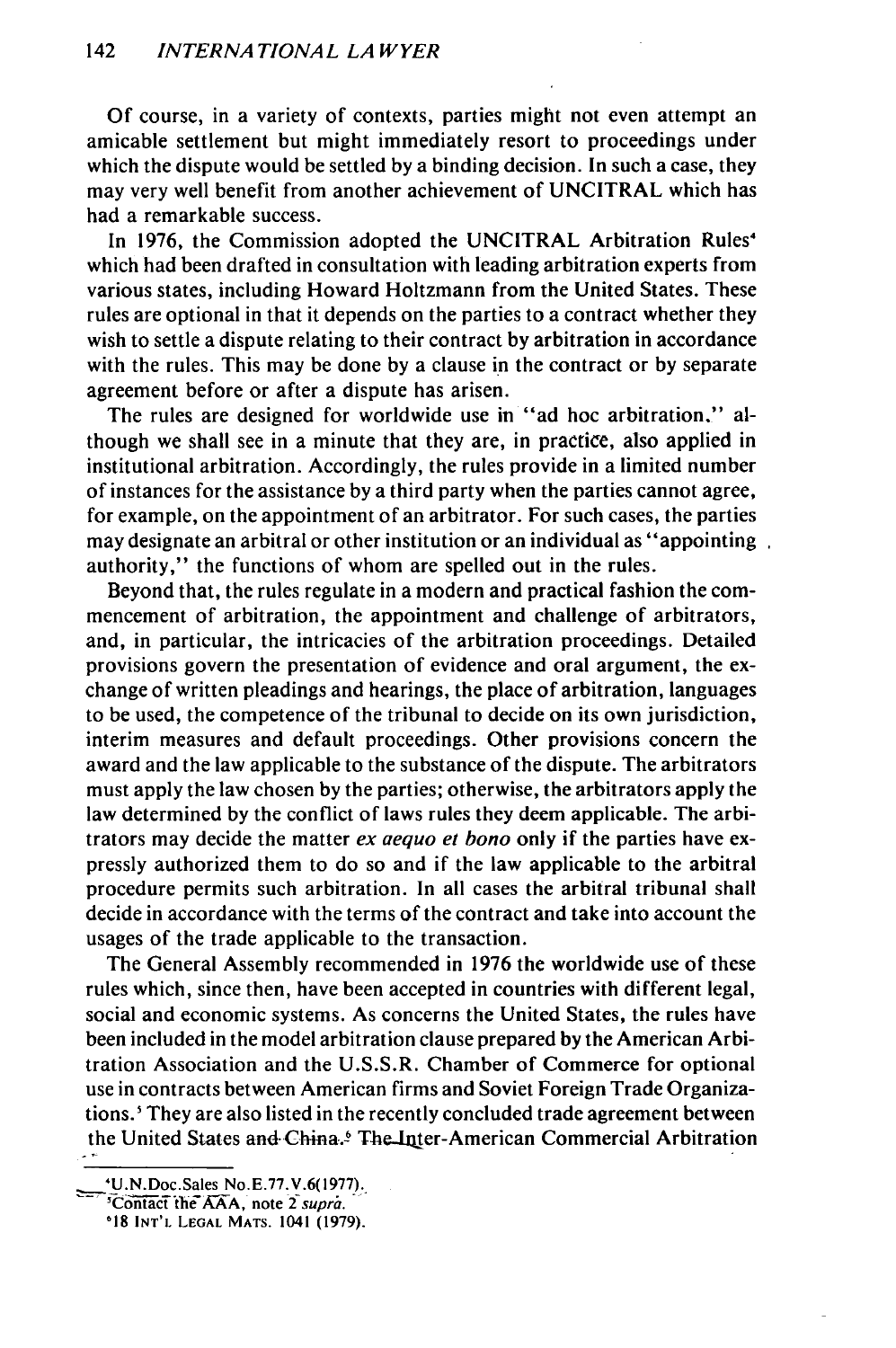Of course, in a variety of contexts, parties might not even attempt an amicable settlement but might immediately resort to proceedings under which the dispute would be settled by a binding decision. In such a case, they may very well benefit from another achievement of UNCITRAL which has had a remarkable success.

In 1976, the Commission adopted the UNCITRAL Arbitration Rules[4] which had been drafted in consultation with leading arbitration experts from various states, including Howard Holtzmann from the United States. These rules are optional in that it depends on the parties to a contract whether they wish to settle a dispute relating to their contract by arbitration in accordance with the rules. This may be done by a clause in the contract or by separate agreement before or after a dispute has arisen.

The rules are designed for worldwide use in "ad hoc arbitration," although we shall see in a minute that they are, in practice, also applied in institutional arbitration. Accordingly, the rules provide in a limited number of instances for the assistance by a third party when the parties cannot agree, for example, on the appointment of an arbitrator. For such cases, the parties may designate an arbitral or other institution or an individual as "appointing authority," the functions of whom are spelled out in the rules.

Beyond that, the rules regulate in a modern and practical fashion the commencement of arbitration, the appointment and challenge of arbitrators, and, in particular, the intricacies of the arbitration proceedings. Detailed provisions govern the presentation of evidence and oral argument, the exchange of written pleadings and hearings, the place of arbitration, languages to be used, the competence of the tribunal to decide on its own jurisdiction, interim measures and default proceedings. Other provisions concern the award and the law applicable to the substance of the dispute. The arbitrators must apply the law chosen by the parties; otherwise, the arbitrators apply the law determined by the conflict of laws rules they deem applicable. The arbitrators may decide the matter *ex aequo et bono* only if the parties have expressly authorized them to do so and if the law applicable to the arbitral procedure permits such arbitration. In all cases the arbitral tribunal shall decide in accordance with the terms of the contract and take into account the usages of the trade applicable to the transaction.

The General Assembly recommended in 1976 the worldwide use of these rules which, since then, have been accepted in countries with different legal, social and economic systems. As concerns the United States, the rules have been included in the model arbitration clause prepared by the American Arbitration Association and the U.S.S.R. Chamber of Commerce for optional use in contracts between American firms and Soviet Foreign Trade Organizations.[5] They are also listed in the recently concluded trade agreement between the United States and China.[6] The Inter-American Commercial Arbitration

---

[4] U.N.Doc.Sales No.E.77.V.6(1977).

[5] Contact the AAA, note 2 *supra*.

[6] 18 INT'L LEGAL MATS. 1041 (1979).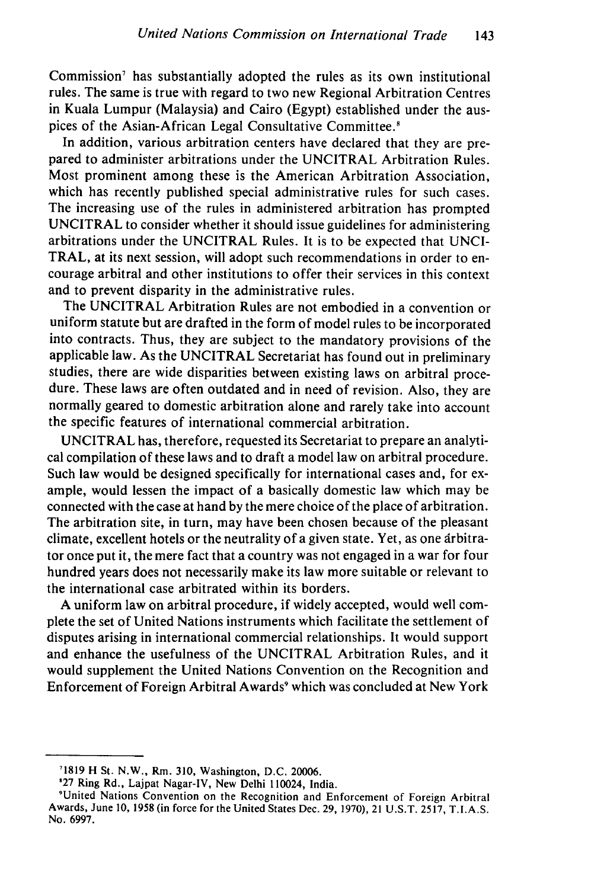Commission[7] has substantially adopted the rules as its own institutional rules. The same is true with regard to two new Regional Arbitration Centres in Kuala Lumpur (Malaysia) and Cairo (Egypt) established under the auspices of the Asian-African Legal Consultative Committee.[8]

In addition, various arbitration centers have declared that they are prepared to administer arbitrations under the UNCITRAL Arbitration Rules. Most prominent among these is the American Arbitration Association, which has recently published special administrative rules for such cases. The increasing use of the rules in administered arbitration has prompted UNCITRAL to consider whether it should issue guidelines for administering arbitrations under the UNCITRAL Rules. It is to be expected that UNCITRAL, at its next session, will adopt such recommendations in order to encourage arbitral and other institutions to offer their services in this context and to prevent disparity in the administrative rules.

The UNCITRAL Arbitration Rules are not embodied in a convention or uniform statute but are drafted in the form of model rules to be incorporated into contracts. Thus, they are subject to the mandatory provisions of the applicable law. As the UNCITRAL Secretariat has found out in preliminary studies, there are wide disparities between existing laws on arbitral procedure. These laws are often outdated and in need of revision. Also, they are normally geared to domestic arbitration alone and rarely take into account the specific features of international commercial arbitration.

UNCITRAL has, therefore, requested its Secretariat to prepare an analytical compilation of these laws and to draft a model law on arbitral procedure. Such law would be designed specifically for international cases and, for example, would lessen the impact of a basically domestic law which may be connected with the case at hand by the mere choice of the place of arbitration. The arbitration site, in turn, may have been chosen because of the pleasant climate, excellent hotels or the neutrality of a given state. Yet, as one arbitrator once put it, the mere fact that a country was not engaged in a war for four hundred years does not necessarily make its law more suitable or relevant to the international case arbitrated within its borders.

A uniform law on arbitral procedure, if widely accepted, would well complete the set of United Nations instruments which facilitate the settlement of disputes arising in international commercial relationships. It would support and enhance the usefulness of the UNCITRAL Arbitration Rules, and it would supplement the United Nations Convention on the Recognition and Enforcement of Foreign Arbitral Awards[9] which was concluded at New York

---

[7]1819 H St. N.W., Rm. 310, Washington, D.C. 20006.

[8]27 Ring Rd., Lajpat Nagar-IV, New Delhi 110024, India.

[9]United Nations Convention on the Recognition and Enforcement of Foreign Arbitral Awards, June 10, 1958 (in force for the United States Dec. 29, 1970), 21 U.S.T. 2517, T.I.A.S. No. 6997.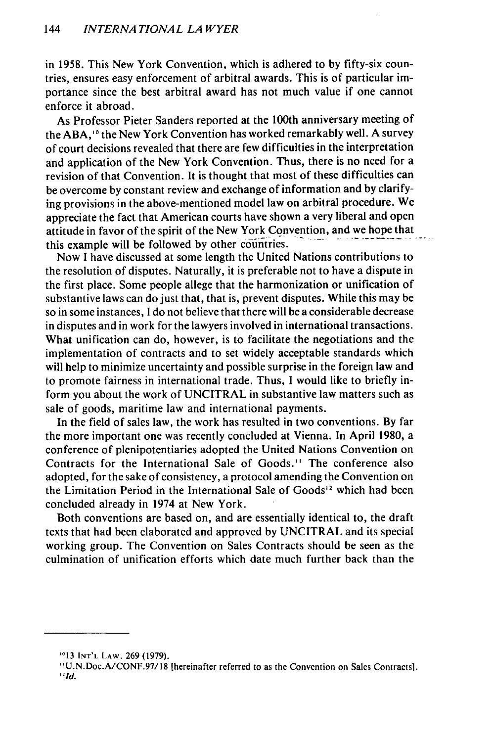in 1958. This New York Convention, which is adhered to by fifty-six countries, ensures easy enforcement of arbitral awards. This is of particular importance since the best arbitral award has not much value if one cannot enforce it abroad.

As Professor Pieter Sanders reported at the 100th anniversary meeting of the ABA,[10] the New York Convention has worked remarkably well. A survey of court decisions revealed that there are few difficulties in the interpretation and application of the New York Convention. Thus, there is no need for a revision of that Convention. It is thought that most of these difficulties can be overcome by constant review and exchange of information and by clarifying provisions in the above-mentioned model law on arbitral procedure. We appreciate the fact that American courts have shown a very liberal and open attitude in favor of the spirit of the New York Convention, and we hope that this example will be followed by other countries.

Now I have discussed at some length the United Nations contributions to the resolution of disputes. Naturally, it is preferable not to have a dispute in the first place. Some people allege that the harmonization or unification of substantive laws can do just that, that is, prevent disputes. While this may be so in some instances, I do not believe that there will be a considerable decrease in disputes and in work for the lawyers involved in international transactions. What unification can do, however, is to facilitate the negotiations and the implementation of contracts and to set widely acceptable standards which will help to minimize uncertainty and possible surprise in the foreign law and to promote fairness in international trade. Thus, I would like to briefly inform you about the work of UNCITRAL in substantive law matters such as sale of goods, maritime law and international payments.

In the field of sales law, the work has resulted in two conventions. By far the more important one was recently concluded at Vienna. In April 1980, a conference of plenipotentiaries adopted the United Nations Convention on Contracts for the International Sale of Goods.[11] The conference also adopted, for the sake of consistency, a protocol amending the Convention on the Limitation Period in the International Sale of Goods[12] which had been concluded already in 1974 at New York.

Both conventions are based on, and are essentially identical to, the draft texts that had been elaborated and approved by UNCITRAL and its special working group. The Convention on Sales Contracts should be seen as the culmination of unification efforts which date much further back than the

---

[10] 13 INT'L LAW. 269 (1979).

[11] U.N.Doc.A/CONF.97/18 [hereinafter referred to as the Convention on Sales Contracts].

[12] *Id.*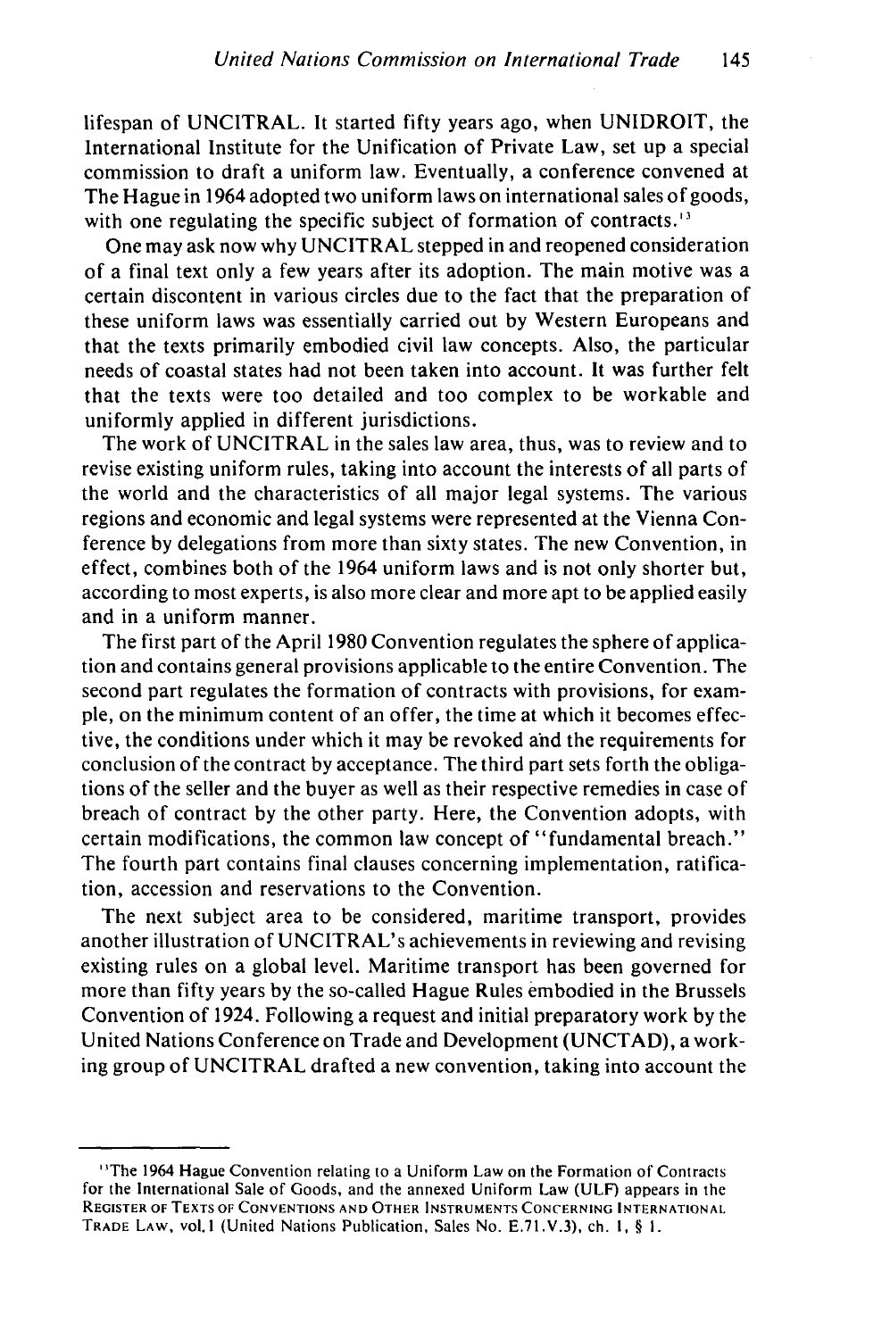lifespan of UNCITRAL. It started fifty years ago, when UNIDROIT, the International Institute for the Unification of Private Law, set up a special commission to draft a uniform law. Eventually, a conference convened at The Hague in 1964 adopted two uniform laws on international sales of goods, with one regulating the specific subject of formation of contracts.[13]

One may ask now why UNCITRAL stepped in and reopened consideration of a final text only a few years after its adoption. The main motive was a certain discontent in various circles due to the fact that the preparation of these uniform laws was essentially carried out by Western Europeans and that the texts primarily embodied civil law concepts. Also, the particular needs of coastal states had not been taken into account. It was further felt that the texts were too detailed and too complex to be workable and uniformly applied in different jurisdictions.

The work of UNCITRAL in the sales law area, thus, was to review and to revise existing uniform rules, taking into account the interests of all parts of the world and the characteristics of all major legal systems. The various regions and economic and legal systems were represented at the Vienna Conference by delegations from more than sixty states. The new Convention, in effect, combines both of the 1964 uniform laws and is not only shorter but, according to most experts, is also more clear and more apt to be applied easily and in a uniform manner.

The first part of the April 1980 Convention regulates the sphere of application and contains general provisions applicable to the entire Convention. The second part regulates the formation of contracts with provisions, for example, on the minimum content of an offer, the time at which it becomes effective, the conditions under which it may be revoked and the requirements for conclusion of the contract by acceptance. The third part sets forth the obligations of the seller and the buyer as well as their respective remedies in case of breach of contract by the other party. Here, the Convention adopts, with certain modifications, the common law concept of "fundamental breach." The fourth part contains final clauses concerning implementation, ratification, accession and reservations to the Convention.

The next subject area to be considered, maritime transport, provides another illustration of UNCITRAL's achievements in reviewing and revising existing rules on a global level. Maritime transport has been governed for more than fifty years by the so-called Hague Rules embodied in the Brussels Convention of 1924. Following a request and initial preparatory work by the United Nations Conference on Trade and Development (UNCTAD), a working group of UNCITRAL drafted a new convention, taking into account the

---

[13] The 1964 Hague Convention relating to a Uniform Law on the Formation of Contracts for the International Sale of Goods, and the annexed Uniform Law (ULF) appears in the REGISTER OF TEXTS OF CONVENTIONS AND OTHER INSTRUMENTS CONCERNING INTERNATIONAL TRADE LAW, vol. I (United Nations Publication, Sales No. E.71.V.3), ch. 1, § 1.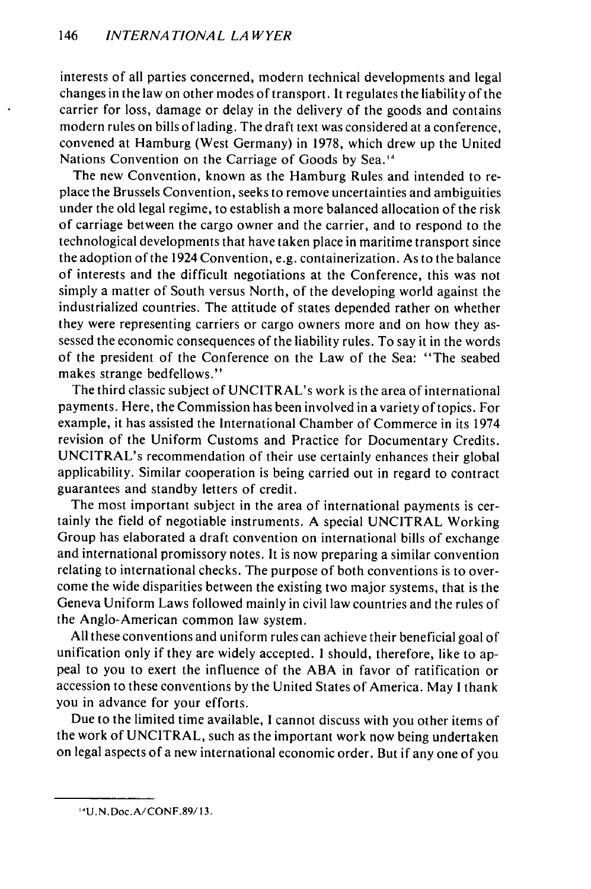interests of all parties concerned, modern technical developments and legal changes in the law on other modes of transport. It regulates the liability of the carrier for loss, damage or delay in the delivery of the goods and contains modern rules on bills of lading. The draft text was considered at a conference, convened at Hamburg (West Germany) in 1978, which drew up the United Nations Convention on the Carriage of Goods by Sea.[14]

The new Convention, known as the Hamburg Rules and intended to replace the Brussels Convention, seeks to remove uncertainties and ambiguities under the old legal regime, to establish a more balanced allocation of the risk of carriage between the cargo owner and the carrier, and to respond to the technological developments that have taken place in maritime transport since the adoption of the 1924 Convention, e.g. containerization. As to the balance of interests and the difficult negotiations at the Conference, this was not simply a matter of South versus North, of the developing world against the industrialized countries. The attitude of states depended rather on whether they were representing carriers or cargo owners more and on how they assessed the economic consequences of the liability rules. To say it in the words of the president of the Conference on the Law of the Sea: "The seabed makes strange bedfellows."

The third classic subject of UNCITRAL's work is the area of international payments. Here, the Commission has been involved in a variety of topics. For example, it has assisted the International Chamber of Commerce in its 1974 revision of the Uniform Customs and Practice for Documentary Credits. UNCITRAL's recommendation of their use certainly enhances their global applicability. Similar cooperation is being carried out in regard to contract guarantees and standby letters of credit.

The most important subject in the area of international payments is certainly the field of negotiable instruments. A special UNCITRAL Working Group has elaborated a draft convention on international bills of exchange and international promissory notes. It is now preparing a similar convention relating to international checks. The purpose of both conventions is to overcome the wide disparities between the existing two major systems, that is the Geneva Uniform Laws followed mainly in civil law countries and the rules of the Anglo-American common law system.

All these conventions and uniform rules can achieve their beneficial goal of unification only if they are widely accepted. I should, therefore, like to appeal to you to exert the influence of the ABA in favor of ratification or accession to these conventions by the United States of America. May I thank you in advance for your efforts.

Due to the limited time available, I cannot discuss with you other items of the work of UNCITRAL, such as the important work now being undertaken on legal aspects of a new international economic order. But if any one of you

---

[14] U.N.Doc.A/CONF.89/13.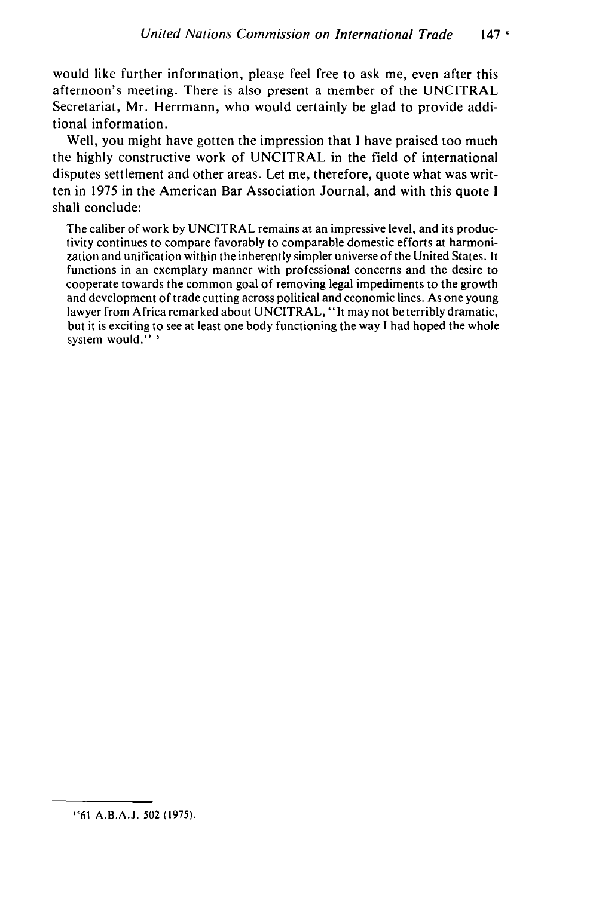would like further information, please feel free to ask me, even after this afternoon's meeting. There is also present a member of the UNCITRAL Secretariat, Mr. Herrmann, who would certainly be glad to provide additional information.

Well, you might have gotten the impression that I have praised too much the highly constructive work of UNCITRAL in the field of international disputes settlement and other areas. Let me, therefore, quote what was written in 1975 in the American Bar Association Journal, and with this quote I shall conclude:

> The caliber of work by UNCITRAL remains at an impressive level, and its productivity continues to compare favorably to comparable domestic efforts at harmonization and unification within the inherently simpler universe of the United States. It functions in an exemplary manner with professional concerns and the desire to cooperate towards the common goal of removing legal impediments to the growth and development of trade cutting across political and economic lines. As one young lawyer from Africa remarked about UNCITRAL, "It may not be terribly dramatic, but it is exciting to see at least one body functioning the way I had hoped the whole system would."[15]

---

[15] 61 A.B.A.J. 502 (1975).